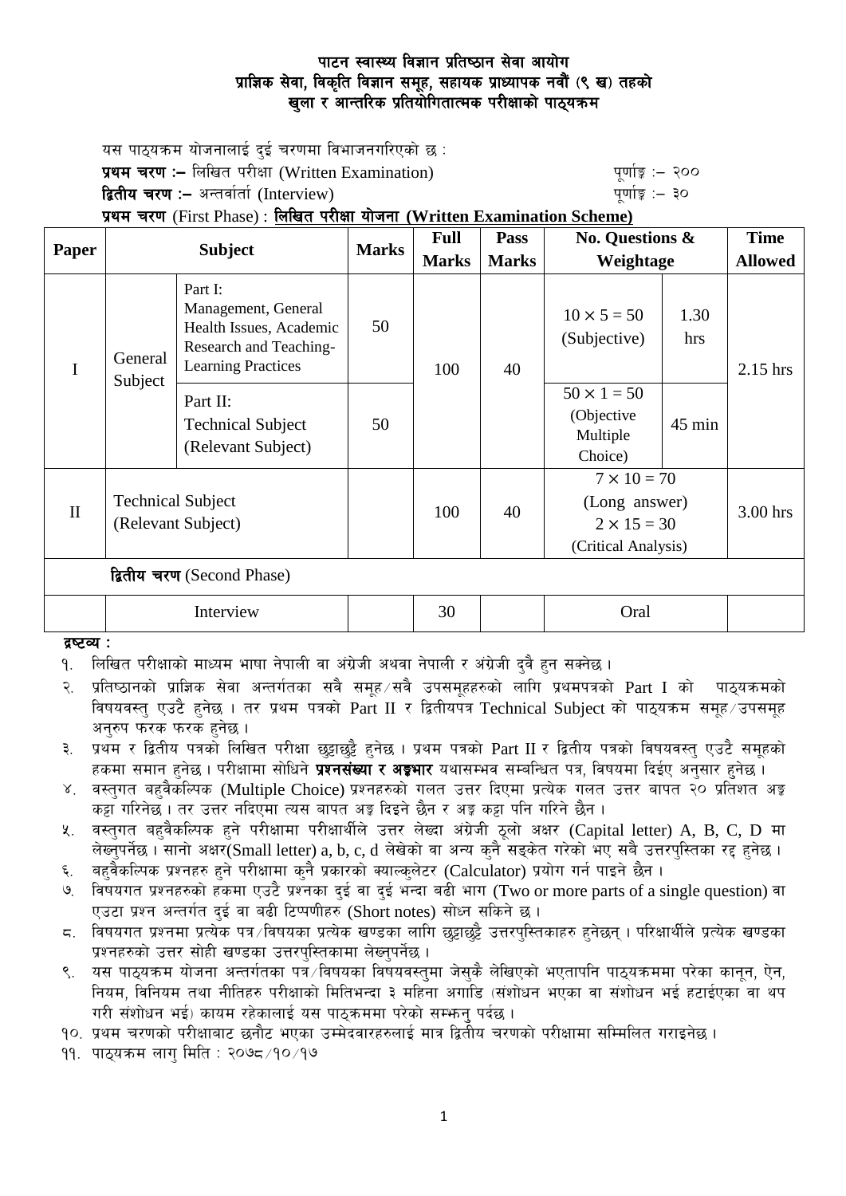# पाटन स्वास्थ्य विज्ञान प्रतिष्ठान सेवा आयोग
## प्राज्ञिक सेवा, विकृति विज्ञान समूह, सहायक प्राध्यापक नवौं (९ ख) तहको
## खुला र आन्तरिक प्रतियोगितात्मक परीक्षाको पाठ्यक्रम

यस पाठ्यक्रम योजनालाई दुई चरणमा विभाजनगरिएको छ :

**प्रथम चरण :–** लिखित परीक्षा (Written Examination) पूर्णाङ्क :– २००

**द्वितीय चरण :–** अन्तर्वार्ता (Interview) पूर्णाङ्क :– ३०

**प्रथम चरण** (First Phase) : **लिखित परीक्षा योजना (Written Examination Scheme)**

| Paper | Subject | | Marks | Full Marks | Pass Marks | No. Questions & Weightage | | Time Allowed |
|---|---|---|---|---|---|---|---|---|
| I | General Subject | Part I: Management, General Health Issues, Academic Research and Teaching-Learning Practices | 50 | 100 | 40 | $10 \times 5 = 50$ (Subjective) | 1.30 hrs | 2.15 hrs |
| | | Part II: Technical Subject (Relevant Subject) | 50 | | | $50 \times 1 = 50$ (Objective Multiple Choice) | 45 min | |
| II | Technical Subject (Relevant Subject) | | | 100 | 40 | $7 \times 10 = 70$ (Long answer) $2 \times 15 = 30$ (Critical Analysis) | | 3.00 hrs |
| **द्वितीय चरण** (Second Phase) | | | | | | | | |
| | Interview | | | 30 | | Oral | | |

**द्रष्टव्य :**

१. लिखित परीक्षाको माध्यम भाषा नेपाली वा अंग्रेजी अथवा नेपाली र अंग्रेजी दुवै हुन सक्नेछ ।

२. प्रतिष्ठानको प्राज्ञिक सेवा अन्तर्गतका सवै समूह/सवै उपसमूहहरुको लागि प्रथमपत्रको Part I को पाठ्यक्रमको विषयवस्तु एउटै हुनेछ । तर प्रथम पत्रको Part II र द्वितीयपत्र Technical Subject को पाठ्यक्रम समूह/उपसमूह अनुरुप फरक फरक हुनेछ ।

३. प्रथम र द्वितीय पत्रको लिखित परीक्षा छुट्टाछुट्टै हुनेछ । प्रथम पत्रको Part II र द्वितीय पत्रको विषयवस्तु एउटै समूहको हकमा समान हुनेछ । परीक्षामा सोधिने **प्रश्नसंख्या र अङ्कभार** यथासम्भव सम्बन्धित पत्र, विषयमा दिईए अनुसार हुनेछ ।

४. वस्तुगत बहुवैकल्पिक (Multiple Choice) प्रश्नहरुको गलत उत्तर दिएमा प्रत्येक गलत उत्तर बापत २० प्रतिशत अङ्क कट्टा गरिनेछ । तर उत्तर नदिएमा त्यस बापत अङ्क दिइने छैन र अङ्क कट्टा पनि गरिने छैन ।

५. वस्तुगत बहुवैकल्पिक हुने परीक्षामा परीक्षार्थीले उत्तर लेख्दा अंग्रेजी ठूलो अक्षर (Capital letter) A, B, C, D मा लेख्नुपर्नेछ । सानो अक्षर(Small letter) a, b, c, d लेखेको वा अन्य कुनै सङ्केत गरेको भए सबै उत्तरपुस्तिका रद्द हुनेछ ।

६. बहुवैकल्पिक प्रश्नहरु हुने परीक्षामा कुनै प्रकारको क्याल्कुलेटर (Calculator) प्रयोग गर्न पाइने छैन ।

७. विषयगत प्रश्नहरुको हकमा एउटै प्रश्नका दुई वा दुई भन्दा बढी भाग (Two or more parts of a single question) वा एउटा प्रश्न अन्तर्गत दुई वा बढी टिप्पणीहरु (Short notes) सोध्न सकिने छ ।

८. विषयगत प्रश्नमा प्रत्येक पत्र/विषयका प्रत्येक खण्डका लागि छुट्टाछुट्टै उत्तरपुस्तिकाहरु हुनेछन् । परिक्षार्थीले प्रत्येक खण्डका प्रश्नहरुको उत्तर सोही खण्डका उत्तरपुस्तिकामा लेख्नुपर्नेछ ।

९. यस पाठ्यक्रम योजना अन्तर्गतका पत्र/विषयका विषयवस्तुमा जेसुकै लेखिएको भएतापनि पाठ्यक्रममा परेका कानून, ऐन, नियम, विनियम तथा नीतिहरु परीक्षाको मितिभन्दा ३ महिना अगाडि (संशोधन भएका वा संशोधन भई हटाईएका वा थप गरी संशोधन भई) कायम रहेकालाई यस पाठ्क्रममा परेको सम्झनु पर्दछ ।

१०. प्रथम चरणको परीक्षाबाट छनौट भएका उम्मेदवारहरुलाई मात्र द्वितीय चरणको परीक्षामा सम्मिलित गराइनेछ ।

११. पाठ्यक्रम लागु मिति : २०७८/१०/१७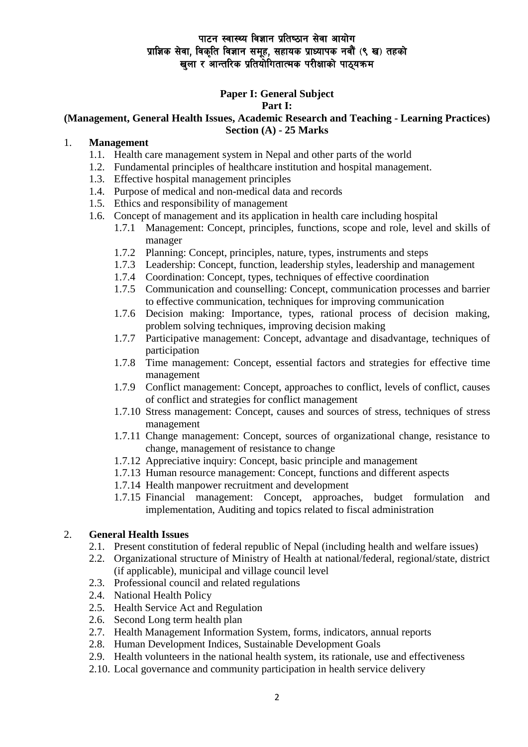# पाटन स्वास्थ्य विज्ञान प्रतिष्ठान सेवा आयोग
## प्राज्ञिक सेवा, विकृति विज्ञान समूह, सहायक प्राध्यापक नवौं (९ ख) तहको
## खुला र आन्तरिक प्रतियोगितात्मक परीक्षाको पाठ्यक्रम

**Paper I: General Subject**

**Part I:**

**(Management, General Health Issues, Academic Research and Teaching - Learning Practices)**

**Section (A) - 25 Marks**

1. **Management**
   - 1.1. Health care management system in Nepal and other parts of the world
   - 1.2. Fundamental principles of healthcare institution and hospital management.
   - 1.3. Effective hospital management principles
   - 1.4. Purpose of medical and non-medical data and records
   - 1.5. Ethics and responsibility of management
   - 1.6. Concept of management and its application in health care including hospital
     - 1.7.1 Management: Concept, principles, functions, scope and role, level and skills of manager
     - 1.7.2 Planning: Concept, principles, nature, types, instruments and steps
     - 1.7.3 Leadership: Concept, function, leadership styles, leadership and management
     - 1.7.4 Coordination: Concept, types, techniques of effective coordination
     - 1.7.5 Communication and counselling: Concept, communication processes and barrier to effective communication, techniques for improving communication
     - 1.7.6 Decision making: Importance, types, rational process of decision making, problem solving techniques, improving decision making
     - 1.7.7 Participative management: Concept, advantage and disadvantage, techniques of participation
     - 1.7.8 Time management: Concept, essential factors and strategies for effective time management
     - 1.7.9 Conflict management: Concept, approaches to conflict, levels of conflict, causes of conflict and strategies for conflict management
     - 1.7.10 Stress management: Concept, causes and sources of stress, techniques of stress management
     - 1.7.11 Change management: Concept, sources of organizational change, resistance to change, management of resistance to change
     - 1.7.12 Appreciative inquiry: Concept, basic principle and management
     - 1.7.13 Human resource management: Concept, functions and different aspects
     - 1.7.14 Health manpower recruitment and development
     - 1.7.15 Financial management: Concept, approaches, budget formulation and implementation, Auditing and topics related to fiscal administration

2. **General Health Issues**
   - 2.1. Present constitution of federal republic of Nepal (including health and welfare issues)
   - 2.2. Organizational structure of Ministry of Health at national/federal, regional/state, district (if applicable), municipal and village council level
   - 2.3. Professional council and related regulations
   - 2.4. National Health Policy
   - 2.5. Health Service Act and Regulation
   - 2.6. Second Long term health plan
   - 2.7. Health Management Information System, forms, indicators, annual reports
   - 2.8. Human Development Indices, Sustainable Development Goals
   - 2.9. Health volunteers in the national health system, its rationale, use and effectiveness
   - 2.10. Local governance and community participation in health service delivery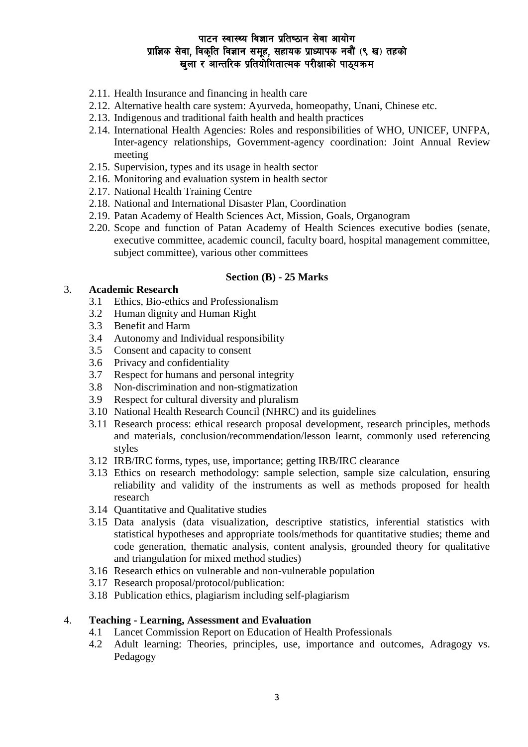- 2.11. Health Insurance and financing in health care
- 2.12. Alternative health care system: Ayurveda, homeopathy, Unani, Chinese etc.
- 2.13. Indigenous and traditional faith health and health practices
- 2.14. International Health Agencies: Roles and responsibilities of WHO, UNICEF, UNFPA, Inter-agency relationships, Government-agency coordination: Joint Annual Review meeting
- 2.15. Supervision, types and its usage in health sector
- 2.16. Monitoring and evaluation system in health sector
- 2.17. National Health Training Centre
- 2.18. National and International Disaster Plan, Coordination
- 2.19. Patan Academy of Health Sciences Act, Mission, Goals, Organogram
- 2.20. Scope and function of Patan Academy of Health Sciences executive bodies (senate, executive committee, academic council, faculty board, hospital management committee, subject committee), various other committees

**Section (B) - 25 Marks**

3. **Academic Research**
   - 3.1 Ethics, Bio-ethics and Professionalism
   - 3.2 Human dignity and Human Right
   - 3.3 Benefit and Harm
   - 3.4 Autonomy and Individual responsibility
   - 3.5 Consent and capacity to consent
   - 3.6 Privacy and confidentiality
   - 3.7 Respect for humans and personal integrity
   - 3.8 Non-discrimination and non-stigmatization
   - 3.9 Respect for cultural diversity and pluralism
   - 3.10 National Health Research Council (NHRC) and its guidelines
   - 3.11 Research process: ethical research proposal development, research principles, methods and materials, conclusion/recommendation/lesson learnt, commonly used referencing styles
   - 3.12 IRB/IRC forms, types, use, importance; getting IRB/IRC clearance
   - 3.13 Ethics on research methodology: sample selection, sample size calculation, ensuring reliability and validity of the instruments as well as methods proposed for health research
   - 3.14 Quantitative and Qualitative studies
   - 3.15 Data analysis (data visualization, descriptive statistics, inferential statistics with statistical hypotheses and appropriate tools/methods for quantitative studies; theme and code generation, thematic analysis, content analysis, grounded theory for qualitative and triangulation for mixed method studies)
   - 3.16 Research ethics on vulnerable and non-vulnerable population
   - 3.17 Research proposal/protocol/publication:
   - 3.18 Publication ethics, plagiarism including self-plagiarism

4. **Teaching - Learning, Assessment and Evaluation**
   - 4.1 Lancet Commission Report on Education of Health Professionals
   - 4.2 Adult learning: Theories, principles, use, importance and outcomes, Adragogy vs. Pedagogy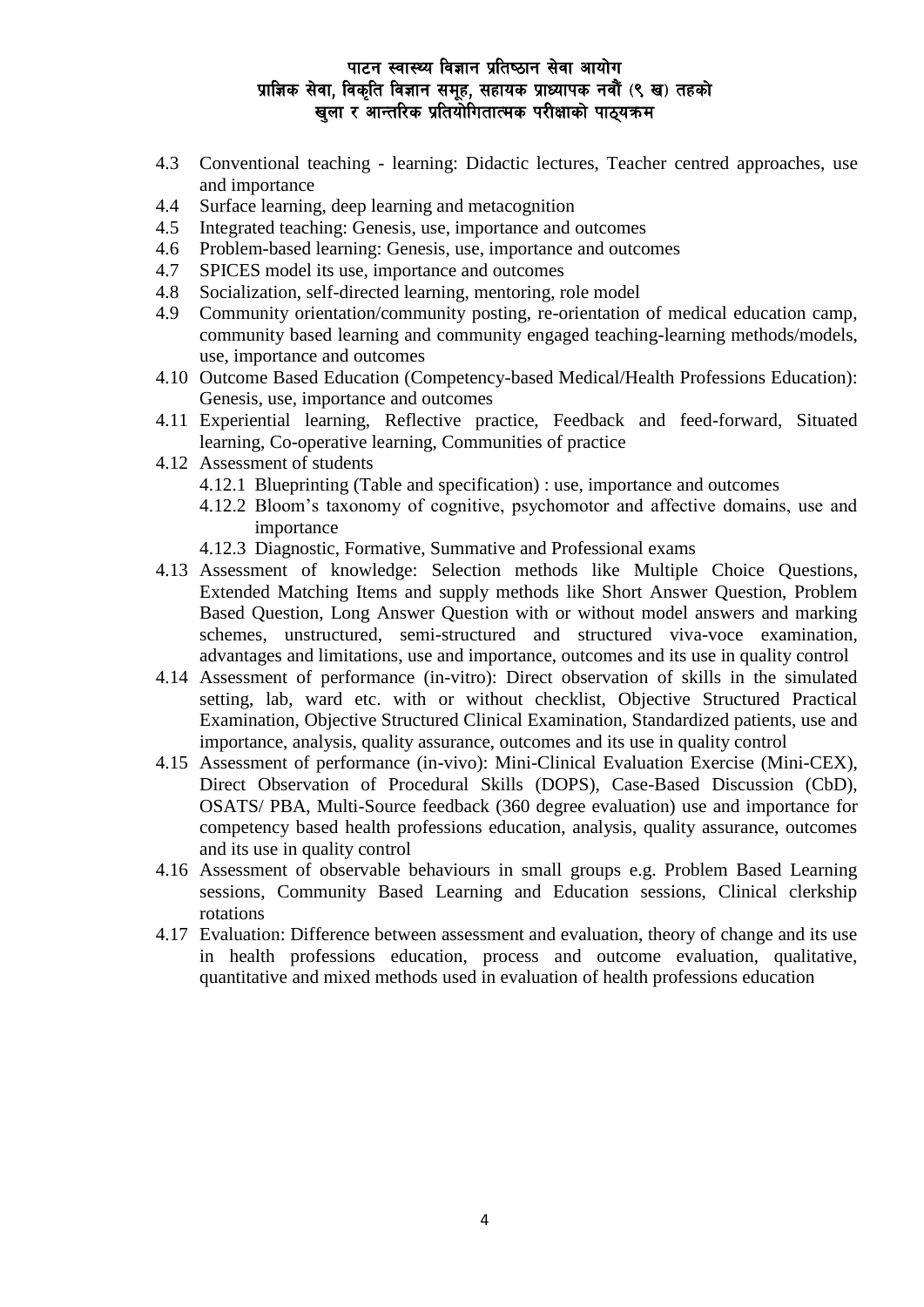4.3 Conventional teaching - learning: Didactic lectures, Teacher centred approaches, use and importance
4.4 Surface learning, deep learning and metacognition
4.5 Integrated teaching: Genesis, use, importance and outcomes
4.6 Problem-based learning: Genesis, use, importance and outcomes
4.7 SPICES model its use, importance and outcomes
4.8 Socialization, self-directed learning, mentoring, role model
4.9 Community orientation/community posting, re-orientation of medical education camp, community based learning and community engaged teaching-learning methods/models, use, importance and outcomes
4.10 Outcome Based Education (Competency-based Medical/Health Professions Education): Genesis, use, importance and outcomes
4.11 Experiential learning, Reflective practice, Feedback and feed-forward, Situated learning, Co-operative learning, Communities of practice
4.12 Assessment of students
    4.12.1 Blueprinting (Table and specification) : use, importance and outcomes
    4.12.2 Bloom's taxonomy of cognitive, psychomotor and affective domains, use and importance
    4.12.3 Diagnostic, Formative, Summative and Professional exams
4.13 Assessment of knowledge: Selection methods like Multiple Choice Questions, Extended Matching Items and supply methods like Short Answer Question, Problem Based Question, Long Answer Question with or without model answers and marking schemes, unstructured, semi-structured and structured viva-voce examination, advantages and limitations, use and importance, outcomes and its use in quality control
4.14 Assessment of performance (in-vitro): Direct observation of skills in the simulated setting, lab, ward etc. with or without checklist, Objective Structured Practical Examination, Objective Structured Clinical Examination, Standardized patients, use and importance, analysis, quality assurance, outcomes and its use in quality control
4.15 Assessment of performance (in-vivo): Mini-Clinical Evaluation Exercise (Mini-CEX), Direct Observation of Procedural Skills (DOPS), Case-Based Discussion (CbD), OSATS/ PBA, Multi-Source feedback (360 degree evaluation) use and importance for competency based health professions education, analysis, quality assurance, outcomes and its use in quality control
4.16 Assessment of observable behaviours in small groups e.g. Problem Based Learning sessions, Community Based Learning and Education sessions, Clinical clerkship rotations
4.17 Evaluation: Difference between assessment and evaluation, theory of change and its use in health professions education, process and outcome evaluation, qualitative, quantitative and mixed methods used in evaluation of health professions education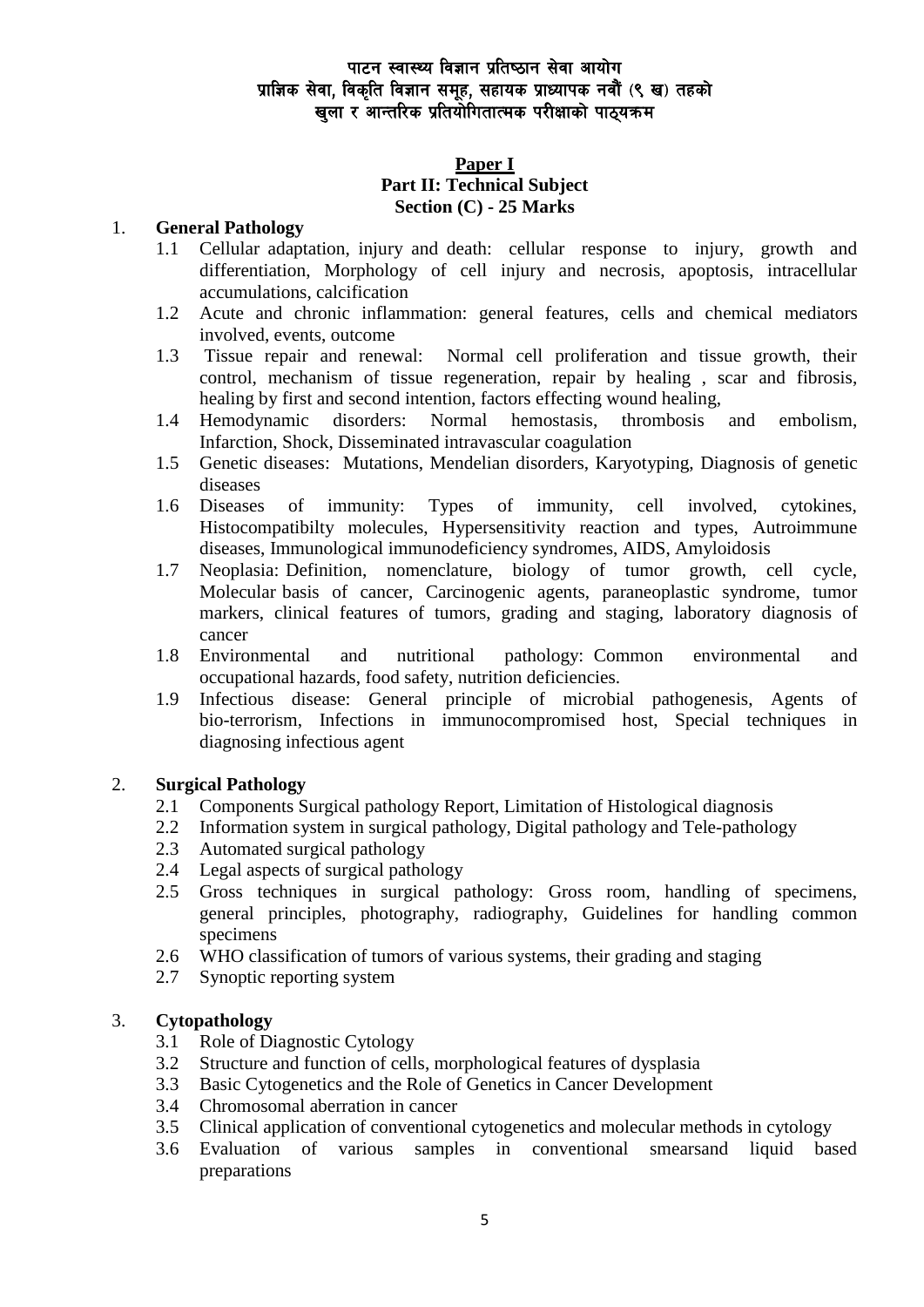पाटन स्वास्थ्य विज्ञान प्रतिष्ठान सेवा आयोग
प्राज्ञिक सेवा, विकृति विज्ञान समूह, सहायक प्राध्यापक नवौं (९ ख) तहको
खुला र आन्तरिक प्रतियोगितात्मक परीक्षाको पाठ्यक्रम

**Paper I**
**Part II: Technical Subject**
**Section (C) - 25 Marks**

1. **General Pathology**
   1.1 Cellular adaptation, injury and death: cellular response to injury, growth and differentiation, Morphology of cell injury and necrosis, apoptosis, intracellular accumulations, calcification
   1.2 Acute and chronic inflammation: general features, cells and chemical mediators involved, events, outcome
   1.3 Tissue repair and renewal: Normal cell proliferation and tissue growth, their control, mechanism of tissue regeneration, repair by healing , scar and fibrosis, healing by first and second intention, factors effecting wound healing,
   1.4 Hemodynamic disorders: Normal hemostasis, thrombosis and embolism, Infarction, Shock, Disseminated intravascular coagulation
   1.5 Genetic diseases: Mutations, Mendelian disorders, Karyotyping, Diagnosis of genetic diseases
   1.6 Diseases of immunity: Types of immunity, cell involved, cytokines, Histocompatibilty molecules, Hypersensitivity reaction and types, Autroimmune diseases, Immunological immunodeficiency syndromes, AIDS, Amyloidosis
   1.7 Neoplasia: Definition, nomenclature, biology of tumor growth, cell cycle, Molecular basis of cancer, Carcinogenic agents, paraneoplastic syndrome, tumor markers, clinical features of tumors, grading and staging, laboratory diagnosis of cancer
   1.8 Environmental and nutritional pathology: Common environmental and occupational hazards, food safety, nutrition deficiencies.
   1.9 Infectious disease: General principle of microbial pathogenesis, Agents of bio-terrorism, Infections in immunocompromised host, Special techniques in diagnosing infectious agent

2. **Surgical Pathology**
   2.1 Components Surgical pathology Report, Limitation of Histological diagnosis
   2.2 Information system in surgical pathology, Digital pathology and Tele-pathology
   2.3 Automated surgical pathology
   2.4 Legal aspects of surgical pathology
   2.5 Gross techniques in surgical pathology: Gross room, handling of specimens, general principles, photography, radiography, Guidelines for handling common specimens
   2.6 WHO classification of tumors of various systems, their grading and staging
   2.7 Synoptic reporting system

3. **Cytopathology**
   3.1 Role of Diagnostic Cytology
   3.2 Structure and function of cells, morphological features of dysplasia
   3.3 Basic Cytogenetics and the Role of Genetics in Cancer Development
   3.4 Chromosomal aberration in cancer
   3.5 Clinical application of conventional cytogenetics and molecular methods in cytology
   3.6 Evaluation of various samples in conventional smearsand liquid based preparations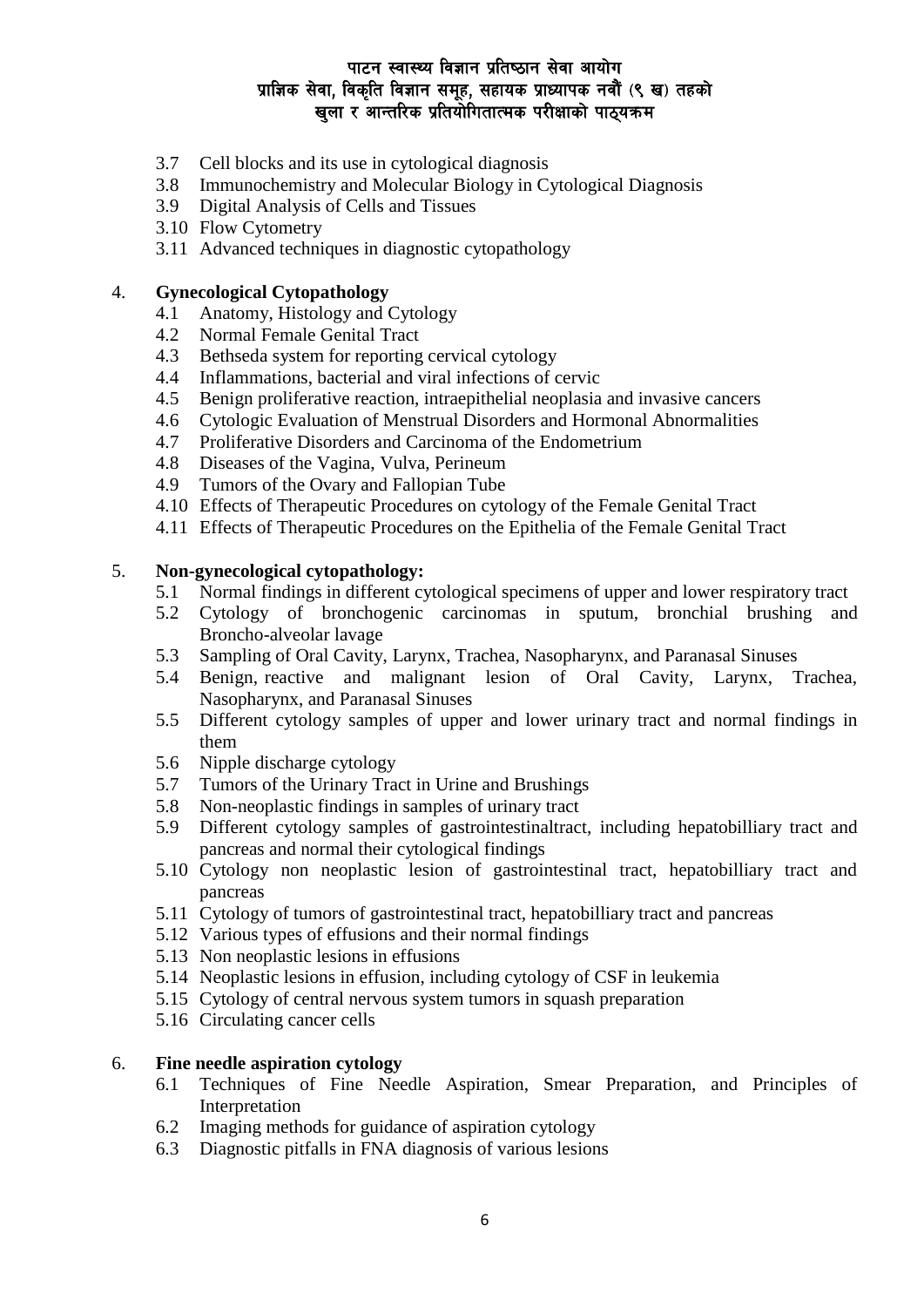- 3.7 Cell blocks and its use in cytological diagnosis
- 3.8 Immunochemistry and Molecular Biology in Cytological Diagnosis
- 3.9 Digital Analysis of Cells and Tissues
- 3.10 Flow Cytometry
- 3.11 Advanced techniques in diagnostic cytopathology

4. **Gynecological Cytopathology**
    - 4.1 Anatomy, Histology and Cytology
    - 4.2 Normal Female Genital Tract
    - 4.3 Bethseda system for reporting cervical cytology
    - 4.4 Inflammations, bacterial and viral infections of cervic
    - 4.5 Benign proliferative reaction, intraepithelial neoplasia and invasive cancers
    - 4.6 Cytologic Evaluation of Menstrual Disorders and Hormonal Abnormalities
    - 4.7 Proliferative Disorders and Carcinoma of the Endometrium
    - 4.8 Diseases of the Vagina, Vulva, Perineum
    - 4.9 Tumors of the Ovary and Fallopian Tube
    - 4.10 Effects of Therapeutic Procedures on cytology of the Female Genital Tract
    - 4.11 Effects of Therapeutic Procedures on the Epithelia of the Female Genital Tract

5. **Non-gynecological cytopathology:**
    - 5.1 Normal findings in different cytological specimens of upper and lower respiratory tract
    - 5.2 Cytology of bronchogenic carcinomas in sputum, bronchial brushing and Broncho-alveolar lavage
    - 5.3 Sampling of Oral Cavity, Larynx, Trachea, Nasopharynx, and Paranasal Sinuses
    - 5.4 Benign, reactive and malignant lesion of Oral Cavity, Larynx, Trachea, Nasopharynx, and Paranasal Sinuses
    - 5.5 Different cytology samples of upper and lower urinary tract and normal findings in them
    - 5.6 Nipple discharge cytology
    - 5.7 Tumors of the Urinary Tract in Urine and Brushings
    - 5.8 Non-neoplastic findings in samples of urinary tract
    - 5.9 Different cytology samples of gastrointestinaltract, including hepatobilliary tract and pancreas and normal their cytological findings
    - 5.10 Cytology non neoplastic lesion of gastrointestinal tract, hepatobilliary tract and pancreas
    - 5.11 Cytology of tumors of gastrointestinal tract, hepatobilliary tract and pancreas
    - 5.12 Various types of effusions and their normal findings
    - 5.13 Non neoplastic lesions in effusions
    - 5.14 Neoplastic lesions in effusion, including cytology of CSF in leukemia
    - 5.15 Cytology of central nervous system tumors in squash preparation
    - 5.16 Circulating cancer cells

6. **Fine needle aspiration cytology**
    - 6.1 Techniques of Fine Needle Aspiration, Smear Preparation, and Principles of Interpretation
    - 6.2 Imaging methods for guidance of aspiration cytology
    - 6.3 Diagnostic pitfalls in FNA diagnosis of various lesions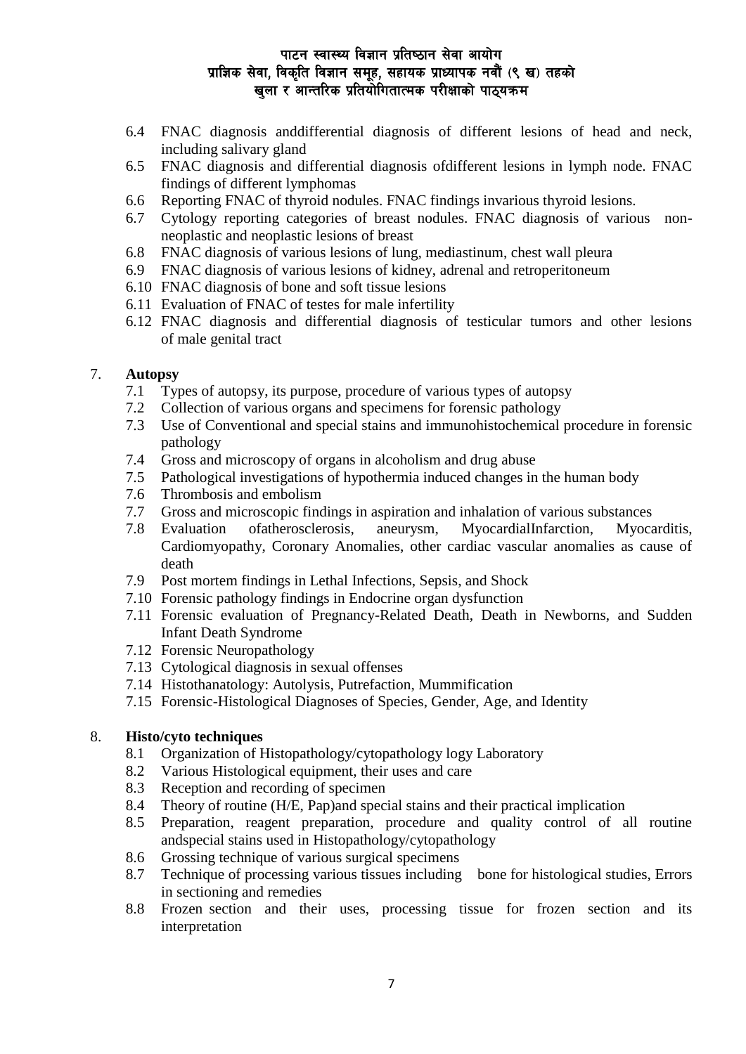- 6.4 FNAC diagnosis anddifferential diagnosis of different lesions of head and neck, including salivary gland
- 6.5 FNAC diagnosis and differential diagnosis ofdifferent lesions in lymph node. FNAC findings of different lymphomas
- 6.6 Reporting FNAC of thyroid nodules. FNAC findings invarious thyroid lesions.
- 6.7 Cytology reporting categories of breast nodules. FNAC diagnosis of various non-neoplastic and neoplastic lesions of breast
- 6.8 FNAC diagnosis of various lesions of lung, mediastinum, chest wall pleura
- 6.9 FNAC diagnosis of various lesions of kidney, adrenal and retroperitoneum
- 6.10 FNAC diagnosis of bone and soft tissue lesions
- 6.11 Evaluation of FNAC of testes for male infertility
- 6.12 FNAC diagnosis and differential diagnosis of testicular tumors and other lesions of male genital tract

7. **Autopsy**
   - 7.1 Types of autopsy, its purpose, procedure of various types of autopsy
   - 7.2 Collection of various organs and specimens for forensic pathology
   - 7.3 Use of Conventional and special stains and immunohistochemical procedure in forensic pathology
   - 7.4 Gross and microscopy of organs in alcoholism and drug abuse
   - 7.5 Pathological investigations of hypothermia induced changes in the human body
   - 7.6 Thrombosis and embolism
   - 7.7 Gross and microscopic findings in aspiration and inhalation of various substances
   - 7.8 Evaluation ofatherosclerosis, aneurysm, MyocardialInfarction, Myocarditis, Cardiomyopathy, Coronary Anomalies, other cardiac vascular anomalies as cause of death
   - 7.9 Post mortem findings in Lethal Infections, Sepsis, and Shock
   - 7.10 Forensic pathology findings in Endocrine organ dysfunction
   - 7.11 Forensic evaluation of Pregnancy-Related Death, Death in Newborns, and Sudden Infant Death Syndrome
   - 7.12 Forensic Neuropathology
   - 7.13 Cytological diagnosis in sexual offenses
   - 7.14 Histothanatology: Autolysis, Putrefaction, Mummification
   - 7.15 Forensic-Histological Diagnoses of Species, Gender, Age, and Identity

8. **Histo/cyto techniques**
   - 8.1 Organization of Histopathology/cytopathology logy Laboratory
   - 8.2 Various Histological equipment, their uses and care
   - 8.3 Reception and recording of specimen
   - 8.4 Theory of routine (H/E, Pap)and special stains and their practical implication
   - 8.5 Preparation, reagent preparation, procedure and quality control of all routine andspecial stains used in Histopathology/cytopathology
   - 8.6 Grossing technique of various surgical specimens
   - 8.7 Technique of processing various tissues including bone for histological studies, Errors in sectioning and remedies
   - 8.8 Frozen section and their uses, processing tissue for frozen section and its interpretation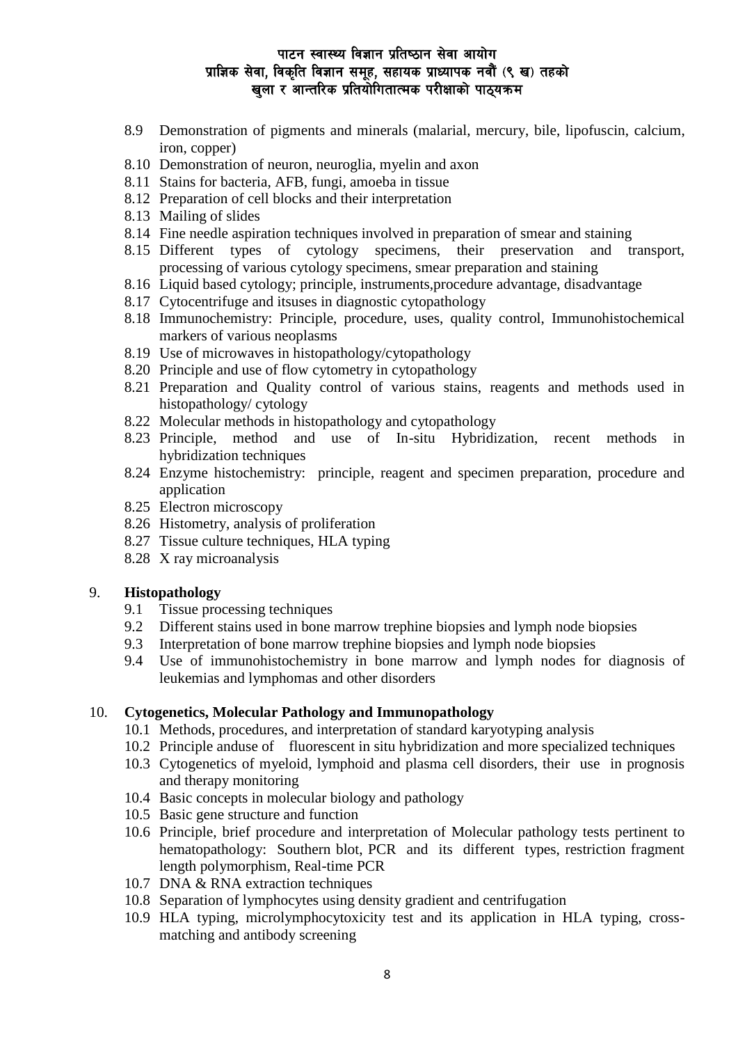8.9 Demonstration of pigments and minerals (malarial, mercury, bile, lipofuscin, calcium, iron, copper)
8.10 Demonstration of neuron, neuroglia, myelin and axon
8.11 Stains for bacteria, AFB, fungi, amoeba in tissue
8.12 Preparation of cell blocks and their interpretation
8.13 Mailing of slides
8.14 Fine needle aspiration techniques involved in preparation of smear and staining
8.15 Different types of cytology specimens, their preservation and transport, processing of various cytology specimens, smear preparation and staining
8.16 Liquid based cytology; principle, instruments,procedure advantage, disadvantage
8.17 Cytocentrifuge and itsuses in diagnostic cytopathology
8.18 Immunochemistry: Principle, procedure, uses, quality control, Immunohistochemical markers of various neoplasms
8.19 Use of microwaves in histopathology/cytopathology
8.20 Principle and use of flow cytometry in cytopathology
8.21 Preparation and Quality control of various stains, reagents and methods used in histopathology/ cytology
8.22 Molecular methods in histopathology and cytopathology
8.23 Principle, method and use of In-situ Hybridization, recent methods in hybridization techniques
8.24 Enzyme histochemistry: principle, reagent and specimen preparation, procedure and application
8.25 Electron microscopy
8.26 Histometry, analysis of proliferation
8.27 Tissue culture techniques, HLA typing
8.28 X ray microanalysis

9. **Histopathology**
   9.1 Tissue processing techniques
   9.2 Different stains used in bone marrow trephine biopsies and lymph node biopsies
   9.3 Interpretation of bone marrow trephine biopsies and lymph node biopsies
   9.4 Use of immunohistochemistry in bone marrow and lymph nodes for diagnosis of leukemias and lymphomas and other disorders

10. **Cytogenetics, Molecular Pathology and Immunopathology**
    10.1 Methods, procedures, and interpretation of standard karyotyping analysis
    10.2 Principle anduse of fluorescent in situ hybridization and more specialized techniques
    10.3 Cytogenetics of myeloid, lymphoid and plasma cell disorders, their use in prognosis and therapy monitoring
    10.4 Basic concepts in molecular biology and pathology
    10.5 Basic gene structure and function
    10.6 Principle, brief procedure and interpretation of Molecular pathology tests pertinent to hematopathology: Southern blot, PCR and its different types, restriction fragment length polymorphism, Real-time PCR
    10.7 DNA & RNA extraction techniques
    10.8 Separation of lymphocytes using density gradient and centrifugation
    10.9 HLA typing, microlymphocytoxicity test and its application in HLA typing, cross-matching and antibody screening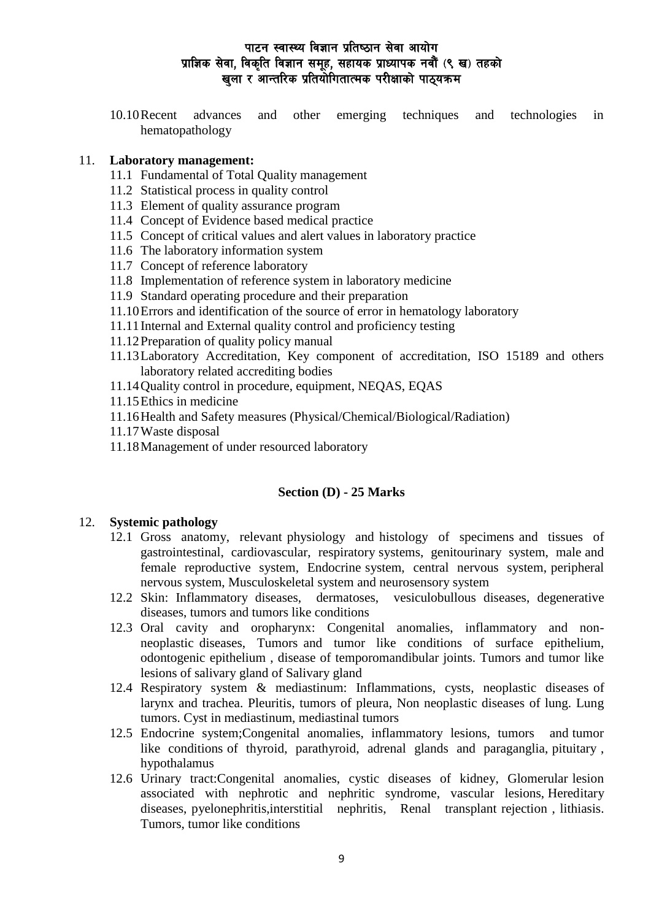10.10 Recent advances and other emerging techniques and technologies in hematopathology

11. **Laboratory management:**
    - 11.1 Fundamental of Total Quality management
    - 11.2 Statistical process in quality control
    - 11.3 Element of quality assurance program
    - 11.4 Concept of Evidence based medical practice
    - 11.5 Concept of critical values and alert values in laboratory practice
    - 11.6 The laboratory information system
    - 11.7 Concept of reference laboratory
    - 11.8 Implementation of reference system in laboratory medicine
    - 11.9 Standard operating procedure and their preparation
    - 11.10 Errors and identification of the source of error in hematology laboratory
    - 11.11 Internal and External quality control and proficiency testing
    - 11.12 Preparation of quality policy manual
    - 11.13 Laboratory Accreditation, Key component of accreditation, ISO 15189 and others laboratory related accrediting bodies
    - 11.14 Quality control in procedure, equipment, NEQAS, EQAS
    - 11.15 Ethics in medicine
    - 11.16 Health and Safety measures (Physical/Chemical/Biological/Radiation)
    - 11.17 Waste disposal
    - 11.18 Management of under resourced laboratory

## Section (D) - 25 Marks

12. **Systemic pathology**
    - 12.1 Gross anatomy, relevant physiology and histology of specimens and tissues of gastrointestinal, cardiovascular, respiratory systems, genitourinary system, male and female reproductive system, Endocrine system, central nervous system, peripheral nervous system, Musculoskeletal system and neurosensory system
    - 12.2 Skin: Inflammatory diseases, dermatoses, vesiculobullous diseases, degenerative diseases, tumors and tumors like conditions
    - 12.3 Oral cavity and oropharynx: Congenital anomalies, inflammatory and non-neoplastic diseases, Tumors and tumor like conditions of surface epithelium, odontogenic epithelium , disease of temporomandibular joints. Tumors and tumor like lesions of salivary gland of Salivary gland
    - 12.4 Respiratory system & mediastinum: Inflammations, cysts, neoplastic diseases of larynx and trachea. Pleuritis, tumors of pleura, Non neoplastic diseases of lung. Lung tumors. Cyst in mediastinum, mediastinal tumors
    - 12.5 Endocrine system;Congenital anomalies, inflammatory lesions, tumors and tumor like conditions of thyroid, parathyroid, adrenal glands and paraganglia, pituitary , hypothalamus
    - 12.6 Urinary tract:Congenital anomalies, cystic diseases of kidney, Glomerular lesion associated with nephrotic and nephritic syndrome, vascular lesions, Hereditary diseases, pyelonephritis,interstitial nephritis, Renal transplant rejection , lithiasis. Tumors, tumor like conditions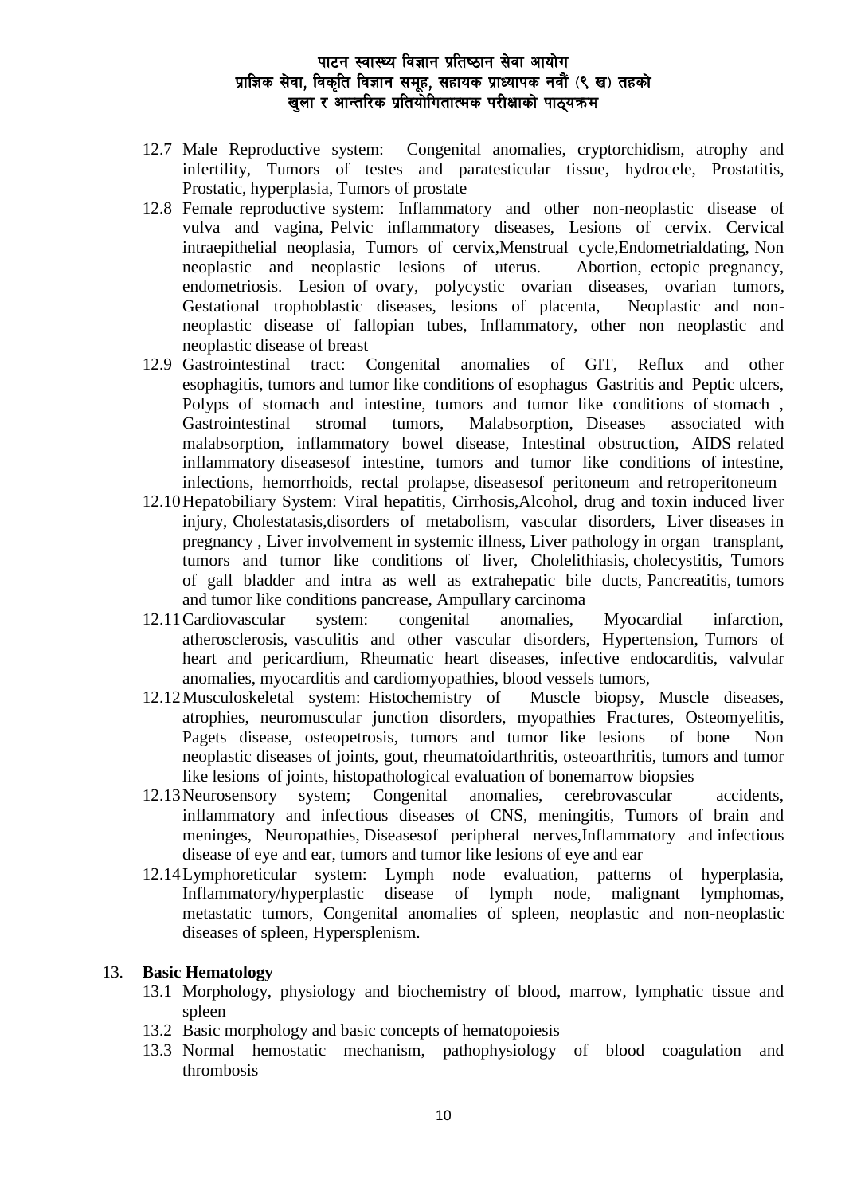- 12.7 Male Reproductive system: Congenital anomalies, cryptorchidism, atrophy and infertility, Tumors of testes and paratesticular tissue, hydrocele, Prostatitis, Prostatic, hyperplasia, Tumors of prostate
- 12.8 Female reproductive system: Inflammatory and other non-neoplastic disease of vulva and vagina, Pelvic inflammatory diseases, Lesions of cervix. Cervical intraepithelial neoplasia, Tumors of cervix,Menstrual cycle,Endometrialdating, Non neoplastic and neoplastic lesions of uterus. Abortion, ectopic pregnancy, endometriosis. Lesion of ovary, polycystic ovarian diseases, ovarian tumors, Gestational trophoblastic diseases, lesions of placenta, Neoplastic and non-neoplastic disease of fallopian tubes, Inflammatory, other non neoplastic and neoplastic disease of breast
- 12.9 Gastrointestinal tract: Congenital anomalies of GIT, Reflux and other esophagitis, tumors and tumor like conditions of esophagus Gastritis and Peptic ulcers, Polyps of stomach and intestine, tumors and tumor like conditions of stomach , Gastrointestinal stromal tumors, Malabsorption, Diseases associated with malabsorption, inflammatory bowel disease, Intestinal obstruction, AIDS related inflammatory diseasesof intestine, tumors and tumor like conditions of intestine, infections, hemorrhoids, rectal prolapse, diseasesof peritoneum and retroperitoneum
- 12.10 Hepatobiliary System: Viral hepatitis, Cirrhosis,Alcohol, drug and toxin induced liver injury, Cholestatasis,disorders of metabolism, vascular disorders, Liver diseases in pregnancy , Liver involvement in systemic illness, Liver pathology in organ transplant, tumors and tumor like conditions of liver, Cholelithiasis, cholecystitis, Tumors of gall bladder and intra as well as extrahepatic bile ducts, Pancreatitis, tumors and tumor like conditions pancrease, Ampullary carcinoma
- 12.11 Cardiovascular system: congenital anomalies, Myocardial infarction, atherosclerosis, vasculitis and other vascular disorders, Hypertension, Tumors of heart and pericardium, Rheumatic heart diseases, infective endocarditis, valvular anomalies, myocarditis and cardiomyopathies, blood vessels tumors,
- 12.12 Musculoskeletal system: Histochemistry of Muscle biopsy, Muscle diseases, atrophies, neuromuscular junction disorders, myopathies Fractures, Osteomyelitis, Pagets disease, osteopetrosis, tumors and tumor like lesions of bone Non neoplastic diseases of joints, gout, rheumatoidarthritis, osteoarthritis, tumors and tumor like lesions of joints, histopathological evaluation of bonemarrow biopsies
- 12.13 Neurosensory system; Congenital anomalies, cerebrovascular accidents, inflammatory and infectious diseases of CNS, meningitis, Tumors of brain and meninges, Neuropathies, Diseasesof peripheral nerves,Inflammatory and infectious disease of eye and ear, tumors and tumor like lesions of eye and ear
- 12.14 Lymphoreticular system: Lymph node evaluation, patterns of hyperplasia, Inflammatory/hyperplastic disease of lymph node, malignant lymphomas, metastatic tumors, Congenital anomalies of spleen, neoplastic and non-neoplastic diseases of spleen, Hypersplenism.

13. **Basic Hematology**
    - 13.1 Morphology, physiology and biochemistry of blood, marrow, lymphatic tissue and spleen
    - 13.2 Basic morphology and basic concepts of hematopoiesis
    - 13.3 Normal hemostatic mechanism, pathophysiology of blood coagulation and thrombosis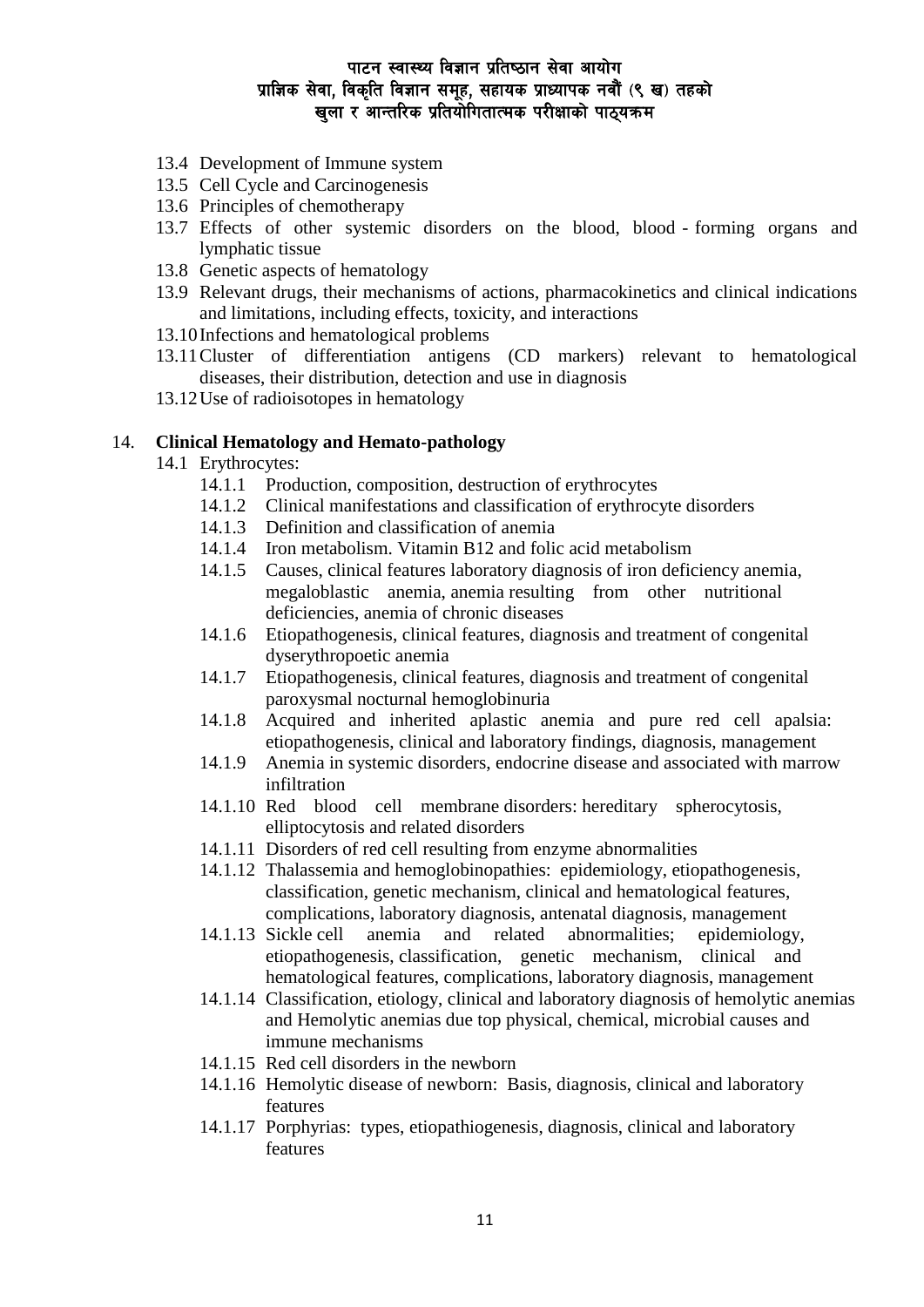13.4 Development of Immune system
13.5 Cell Cycle and Carcinogenesis
13.6 Principles of chemotherapy
13.7 Effects of other systemic disorders on the blood, blood - forming organs and lymphatic tissue
13.8 Genetic aspects of hematology
13.9 Relevant drugs, their mechanisms of actions, pharmacokinetics and clinical indications and limitations, including effects, toxicity, and interactions
13.10 Infections and hematological problems
13.11 Cluster of differentiation antigens (CD markers) relevant to hematological diseases, their distribution, detection and use in diagnosis
13.12 Use of radioisotopes in hematology

14. **Clinical Hematology and Hemato-pathology**

14.1 Erythrocytes:

- 14.1.1 Production, composition, destruction of erythrocytes
- 14.1.2 Clinical manifestations and classification of erythrocyte disorders
- 14.1.3 Definition and classification of anemia
- 14.1.4 Iron metabolism. Vitamin B12 and folic acid metabolism
- 14.1.5 Causes, clinical features laboratory diagnosis of iron deficiency anemia, megaloblastic anemia, anemia resulting from other nutritional deficiencies, anemia of chronic diseases
- 14.1.6 Etiopathogenesis, clinical features, diagnosis and treatment of congenital dyserythropoetic anemia
- 14.1.7 Etiopathogenesis, clinical features, diagnosis and treatment of congenital paroxysmal nocturnal hemoglobinuria
- 14.1.8 Acquired and inherited aplastic anemia and pure red cell apalsia: etiopathogenesis, clinical and laboratory findings, diagnosis, management
- 14.1.9 Anemia in systemic disorders, endocrine disease and associated with marrow infiltration
- 14.1.10 Red blood cell membrane disorders: hereditary spherocytosis, elliptocytosis and related disorders
- 14.1.11 Disorders of red cell resulting from enzyme abnormalities
- 14.1.12 Thalassemia and hemoglobinopathies: epidemiology, etiopathogenesis, classification, genetic mechanism, clinical and hematological features, complications, laboratory diagnosis, antenatal diagnosis, management
- 14.1.13 Sickle cell anemia and related abnormalities; epidemiology, etiopathogenesis, classification, genetic mechanism, clinical and hematological features, complications, laboratory diagnosis, management
- 14.1.14 Classification, etiology, clinical and laboratory diagnosis of hemolytic anemias and Hemolytic anemias due top physical, chemical, microbial causes and immune mechanisms
- 14.1.15 Red cell disorders in the newborn
- 14.1.16 Hemolytic disease of newborn: Basis, diagnosis, clinical and laboratory features
- 14.1.17 Porphyrias: types, etiopathiogenesis, diagnosis, clinical and laboratory features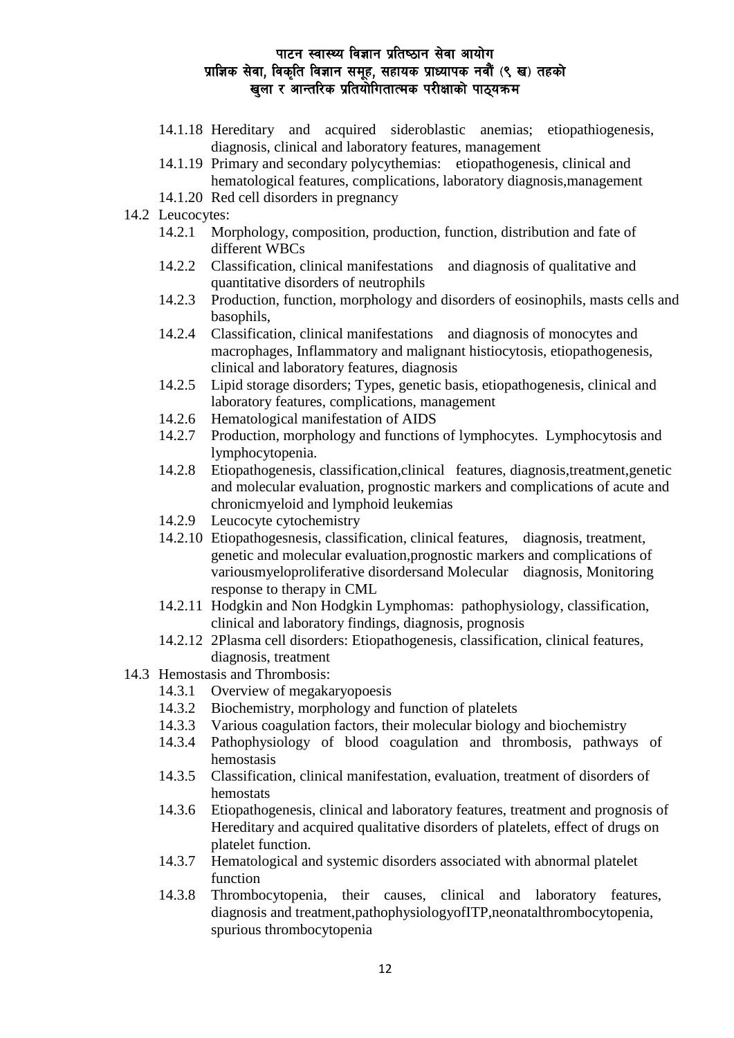- 14.1.18 Hereditary and acquired sideroblastic anemias; etiopathiogenesis, diagnosis, clinical and laboratory features, management
- 14.1.19 Primary and secondary polycythemias: etiopathogenesis, clinical and hematological features, complications, laboratory diagnosis,management
- 14.1.20 Red cell disorders in pregnancy

14.2 Leucocytes:

- 14.2.1 Morphology, composition, production, function, distribution and fate of different WBCs
- 14.2.2 Classification, clinical manifestations and diagnosis of qualitative and quantitative disorders of neutrophils
- 14.2.3 Production, function, morphology and disorders of eosinophils, masts cells and basophils,
- 14.2.4 Classification, clinical manifestations and diagnosis of monocytes and macrophages, Inflammatory and malignant histiocytosis, etiopathogenesis, clinical and laboratory features, diagnosis
- 14.2.5 Lipid storage disorders; Types, genetic basis, etiopathogenesis, clinical and laboratory features, complications, management
- 14.2.6 Hematological manifestation of AIDS
- 14.2.7 Production, morphology and functions of lymphocytes. Lymphocytosis and lymphocytopenia.
- 14.2.8 Etiopathogenesis, classification,clinical features, diagnosis,treatment,genetic and molecular evaluation, prognostic markers and complications of acute and chronicmyeloid and lymphoid leukemias
- 14.2.9 Leucocyte cytochemistry
- 14.2.10 Etiopathogesnesis, classification, clinical features, diagnosis, treatment, genetic and molecular evaluation,prognostic markers and complications of variousmyeloproliferative disordersand Molecular diagnosis, Monitoring response to therapy in CML
- 14.2.11 Hodgkin and Non Hodgkin Lymphomas: pathophysiology, classification, clinical and laboratory findings, diagnosis, prognosis
- 14.2.12 2Plasma cell disorders: Etiopathogenesis, classification, clinical features, diagnosis, treatment

14.3 Hemostasis and Thrombosis:

- 14.3.1 Overview of megakaryopoesis
- 14.3.2 Biochemistry, morphology and function of platelets
- 14.3.3 Various coagulation factors, their molecular biology and biochemistry
- 14.3.4 Pathophysiology of blood coagulation and thrombosis, pathways of hemostasis
- 14.3.5 Classification, clinical manifestation, evaluation, treatment of disorders of hemostats
- 14.3.6 Etiopathogenesis, clinical and laboratory features, treatment and prognosis of Hereditary and acquired qualitative disorders of platelets, effect of drugs on platelet function.
- 14.3.7 Hematological and systemic disorders associated with abnormal platelet function
- 14.3.8 Thrombocytopenia, their causes, clinical and laboratory features, diagnosis and treatment,pathophysiologyofITP,neonatalthrombocytopenia, spurious thrombocytopenia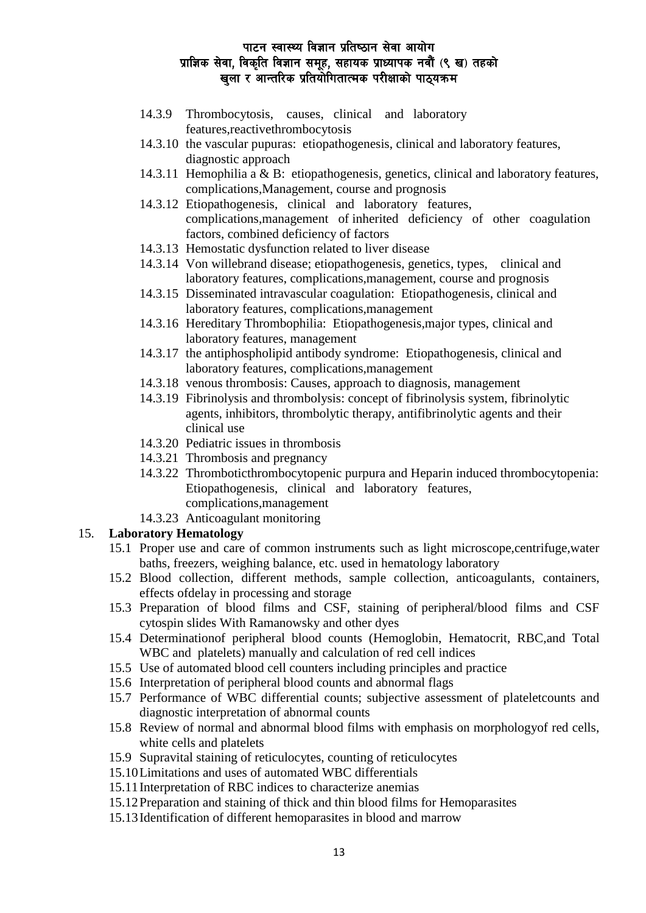- 14.3.9 Thrombocytosis, causes, clinical and laboratory features,reactivethrombocytosis
- 14.3.10 the vascular pupuras: etiopathogenesis, clinical and laboratory features, diagnostic approach
- 14.3.11 Hemophilia a & B: etiopathogenesis, genetics, clinical and laboratory features, complications,Management, course and prognosis
- 14.3.12 Etiopathogenesis, clinical and laboratory features, complications,management of inherited deficiency of other coagulation factors, combined deficiency of factors
- 14.3.13 Hemostatic dysfunction related to liver disease
- 14.3.14 Von willebrand disease; etiopathogenesis, genetics, types, clinical and laboratory features, complications,management, course and prognosis
- 14.3.15 Disseminated intravascular coagulation: Etiopathogenesis, clinical and laboratory features, complications,management
- 14.3.16 Hereditary Thrombophilia: Etiopathogenesis,major types, clinical and laboratory features, management
- 14.3.17 the antiphospholipid antibody syndrome: Etiopathogenesis, clinical and laboratory features, complications,management
- 14.3.18 venous thrombosis: Causes, approach to diagnosis, management
- 14.3.19 Fibrinolysis and thrombolysis: concept of fibrinolysis system, fibrinolytic agents, inhibitors, thrombolytic therapy, antifibrinolytic agents and their clinical use
- 14.3.20 Pediatric issues in thrombosis
- 14.3.21 Thrombosis and pregnancy
- 14.3.22 Thromboticthrombocytopenic purpura and Heparin induced thrombocytopenia: Etiopathogenesis, clinical and laboratory features, complications,management
- 14.3.23 Anticoagulant monitoring

15. **Laboratory Hematology**
    - 15.1 Proper use and care of common instruments such as light microscope,centrifuge,water baths, freezers, weighing balance, etc. used in hematology laboratory
    - 15.2 Blood collection, different methods, sample collection, anticoagulants, containers, effects ofdelay in processing and storage
    - 15.3 Preparation of blood films and CSF, staining of peripheral/blood films and CSF cytospin slides With Ramanowsky and other dyes
    - 15.4 Determinationof peripheral blood counts (Hemoglobin, Hematocrit, RBC,and Total WBC and platelets) manually and calculation of red cell indices
    - 15.5 Use of automated blood cell counters including principles and practice
    - 15.6 Interpretation of peripheral blood counts and abnormal flags
    - 15.7 Performance of WBC differential counts; subjective assessment of plateletcounts and diagnostic interpretation of abnormal counts
    - 15.8 Review of normal and abnormal blood films with emphasis on morphologyof red cells, white cells and platelets
    - 15.9 Supravital staining of reticulocytes, counting of reticulocytes
    - 15.10 Limitations and uses of automated WBC differentials
    - 15.11 Interpretation of RBC indices to characterize anemias
    - 15.12 Preparation and staining of thick and thin blood films for Hemoparasites
    - 15.13 Identification of different hemoparasites in blood and marrow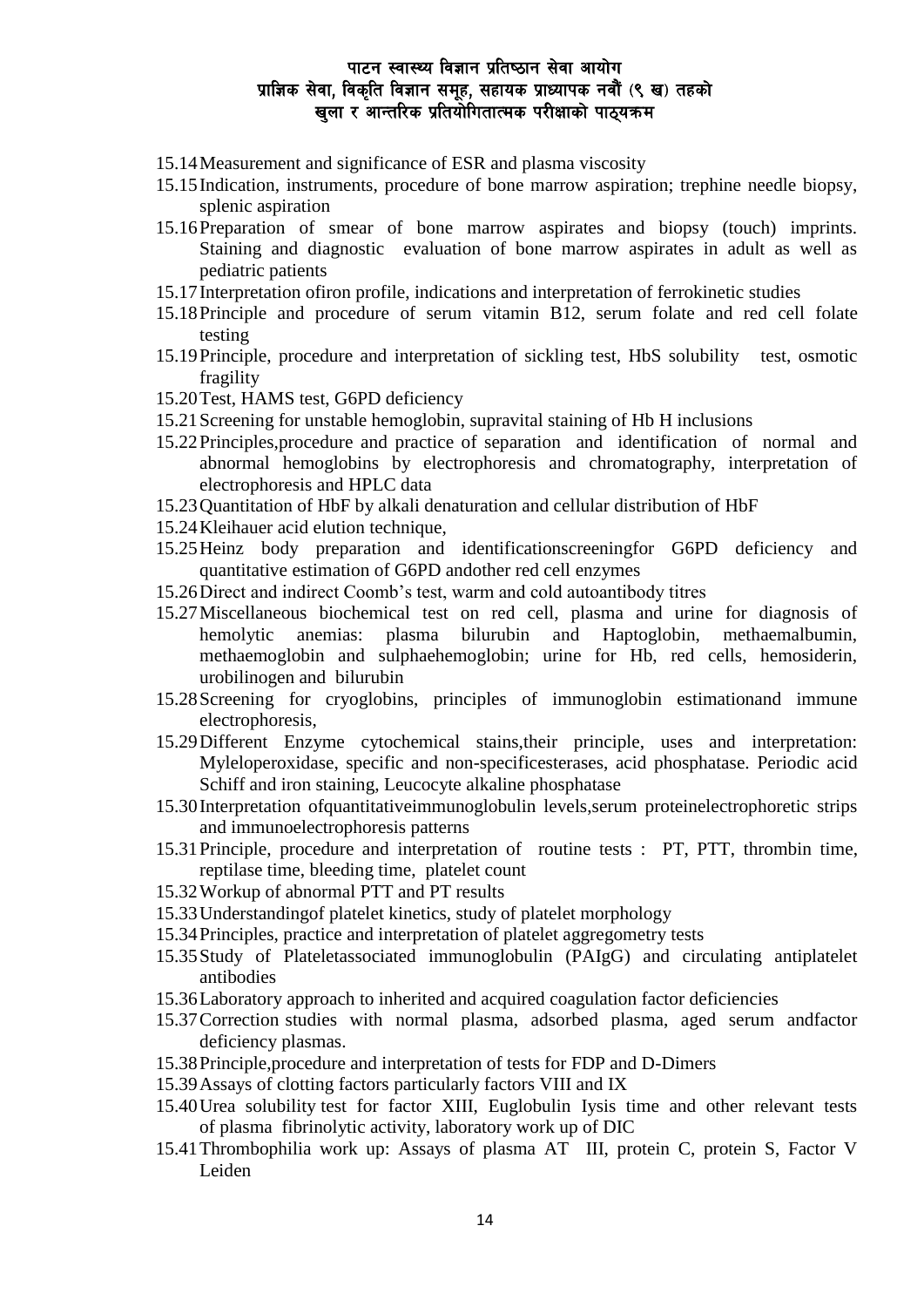- 15.14 Measurement and significance of ESR and plasma viscosity
- 15.15 Indication, instruments, procedure of bone marrow aspiration; trephine needle biopsy, splenic aspiration
- 15.16 Preparation of smear of bone marrow aspirates and biopsy (touch) imprints. Staining and diagnostic evaluation of bone marrow aspirates in adult as well as pediatric patients
- 15.17 Interpretation ofiron profile, indications and interpretation of ferrokinetic studies
- 15.18 Principle and procedure of serum vitamin B12, serum folate and red cell folate testing
- 15.19 Principle, procedure and interpretation of sickling test, HbS solubility test, osmotic fragility
- 15.20 Test, HAMS test, G6PD deficiency
- 15.21 Screening for unstable hemoglobin, supravital staining of Hb H inclusions
- 15.22 Principles,procedure and practice of separation and identification of normal and abnormal hemoglobins by electrophoresis and chromatography, interpretation of electrophoresis and HPLC data
- 15.23 Quantitation of HbF by alkali denaturation and cellular distribution of HbF
- 15.24 Kleihauer acid elution technique,
- 15.25 Heinz body preparation and identificationscreeningfor G6PD deficiency and quantitative estimation of G6PD andother red cell enzymes
- 15.26 Direct and indirect Coomb's test, warm and cold autoantibody titres
- 15.27 Miscellaneous biochemical test on red cell, plasma and urine for diagnosis of hemolytic anemias: plasma bilurubin and Haptoglobin, methaemalbumin, methaemoglobin and sulphaehemoglobin; urine for Hb, red cells, hemosiderin, urobilinogen and bilurubin
- 15.28 Screening for cryoglobins, principles of immunoglobin estimationand immune electrophoresis,
- 15.29 Different Enzyme cytochemical stains,their principle, uses and interpretation: Myleloperoxidase, specific and non-specificesterases, acid phosphatase. Periodic acid Schiff and iron staining, Leucocyte alkaline phosphatase
- 15.30 Interpretation ofquantitativeimmunoglobulin levels,serum proteinelectrophoretic strips and immunoelectrophoresis patterns
- 15.31 Principle, procedure and interpretation of routine tests : PT, PTT, thrombin time, reptilase time, bleeding time, platelet count
- 15.32 Workup of abnormal PTT and PT results
- 15.33 Understandingof platelet kinetics, study of platelet morphology
- 15.34 Principles, practice and interpretation of platelet aggregometry tests
- 15.35 Study of Plateletassociated immunoglobulin (PAIgG) and circulating antiplatelet antibodies
- 15.36 Laboratory approach to inherited and acquired coagulation factor deficiencies
- 15.37 Correction studies with normal plasma, adsorbed plasma, aged serum andfactor deficiency plasmas.
- 15.38 Principle,procedure and interpretation of tests for FDP and D-Dimers
- 15.39 Assays of clotting factors particularly factors VIII and IX
- 15.40 Urea solubility test for factor XIII, Euglobulin Iysis time and other relevant tests of plasma fibrinolytic activity, laboratory work up of DIC
- 15.41 Thrombophilia work up: Assays of plasma AT III, protein C, protein S, Factor V Leiden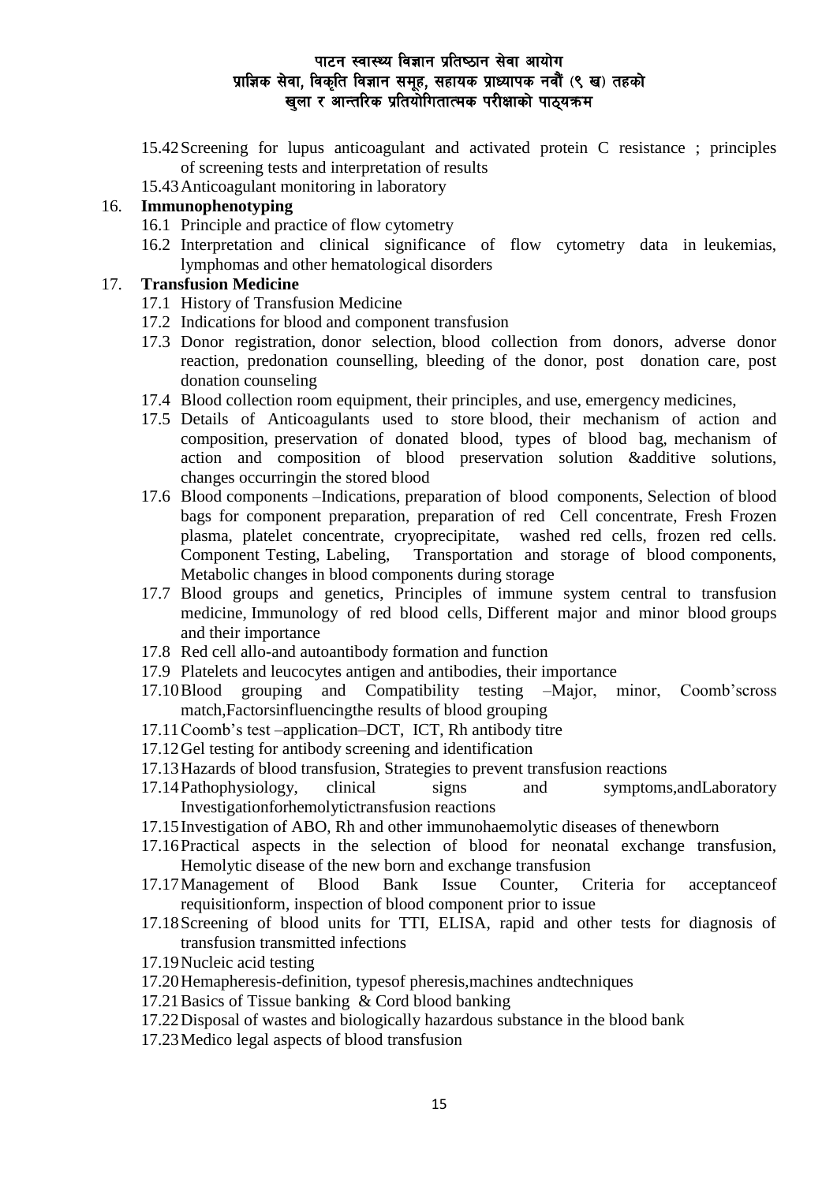15.42 Screening for lupus anticoagulant and activated protein C resistance ; principles of screening tests and interpretation of results

15.43 Anticoagulant monitoring in laboratory

16. **Immunophenotyping**

    16.1 Principle and practice of flow cytometry

    16.2 Interpretation and clinical significance of flow cytometry data in leukemias, lymphomas and other hematological disorders

17. **Transfusion Medicine**

    17.1 History of Transfusion Medicine

    17.2 Indications for blood and component transfusion

    17.3 Donor registration, donor selection, blood collection from donors, adverse donor reaction, predonation counselling, bleeding of the donor, post donation care, post donation counseling

    17.4 Blood collection room equipment, their principles, and use, emergency medicines,

    17.5 Details of Anticoagulants used to store blood, their mechanism of action and composition, preservation of donated blood, types of blood bag, mechanism of action and composition of blood preservation solution &additive solutions, changes occurringin the stored blood

    17.6 Blood components –Indications, preparation of blood components, Selection of blood bags for component preparation, preparation of red Cell concentrate, Fresh Frozen plasma, platelet concentrate, cryoprecipitate, washed red cells, frozen red cells. Component Testing, Labeling, Transportation and storage of blood components, Metabolic changes in blood components during storage

    17.7 Blood groups and genetics, Principles of immune system central to transfusion medicine, Immunology of red blood cells, Different major and minor blood groups and their importance

    17.8 Red cell allo-and autoantibody formation and function

    17.9 Platelets and leucocytes antigen and antibodies, their importance

    17.10 Blood grouping and Compatibility testing –Major, minor, Coomb'scross match,Factorsinfluencingthe results of blood grouping

    17.11 Coomb's test –application–DCT, ICT, Rh antibody titre

    17.12 Gel testing for antibody screening and identification

    17.13 Hazards of blood transfusion, Strategies to prevent transfusion reactions

    17.14 Pathophysiology, clinical signs and symptoms,andLaboratory Investigationforhemolytictransfusion reactions

    17.15 Investigation of ABO, Rh and other immunohaemolytic diseases of thenewborn

    17.16 Practical aspects in the selection of blood for neonatal exchange transfusion, Hemolytic disease of the new born and exchange transfusion

    17.17 Management of Blood Bank Issue Counter, Criteria for acceptanceof requisitionform, inspection of blood component prior to issue

    17.18 Screening of blood units for TTI, ELISA, rapid and other tests for diagnosis of transfusion transmitted infections

    17.19 Nucleic acid testing

    17.20 Hemapheresis-definition, typesof pheresis,machines andtechniques

    17.21 Basics of Tissue banking & Cord blood banking

    17.22 Disposal of wastes and biologically hazardous substance in the blood bank

    17.23 Medico legal aspects of blood transfusion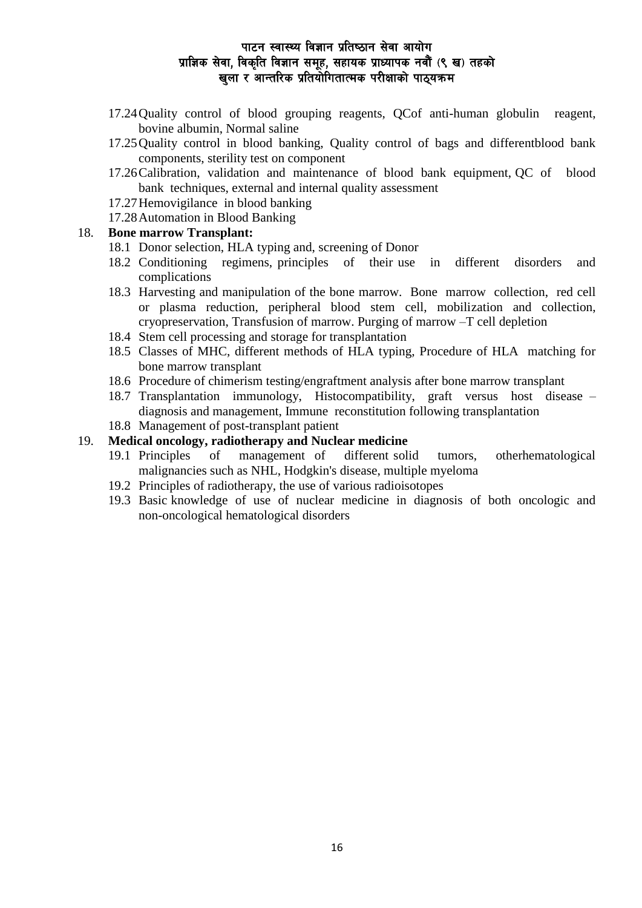- 17.24 Quality control of blood grouping reagents, QCof anti-human globulin reagent, bovine albumin, Normal saline
- 17.25 Quality control in blood banking, Quality control of bags and differentblood bank components, sterility test on component
- 17.26 Calibration, validation and maintenance of blood bank equipment, QC of blood bank techniques, external and internal quality assessment
- 17.27 Hemovigilance in blood banking
- 17.28 Automation in Blood Banking

18. **Bone marrow Transplant:**
    - 18.1 Donor selection, HLA typing and, screening of Donor
    - 18.2 Conditioning regimens, principles of their use in different disorders and complications
    - 18.3 Harvesting and manipulation of the bone marrow. Bone marrow collection, red cell or plasma reduction, peripheral blood stem cell, mobilization and collection, cryopreservation, Transfusion of marrow. Purging of marrow –T cell depletion
    - 18.4 Stem cell processing and storage for transplantation
    - 18.5 Classes of MHC, different methods of HLA typing, Procedure of HLA matching for bone marrow transplant
    - 18.6 Procedure of chimerism testing/engraftment analysis after bone marrow transplant
    - 18.7 Transplantation immunology, Histocompatibility, graft versus host disease – diagnosis and management, Immune reconstitution following transplantation
    - 18.8 Management of post-transplant patient

19. **Medical oncology, radiotherapy and Nuclear medicine**
    - 19.1 Principles of management of different solid tumors, otherhematological malignancies such as NHL, Hodgkin's disease, multiple myeloma
    - 19.2 Principles of radiotherapy, the use of various radioisotopes
    - 19.3 Basic knowledge of use of nuclear medicine in diagnosis of both oncologic and non-oncological hematological disorders